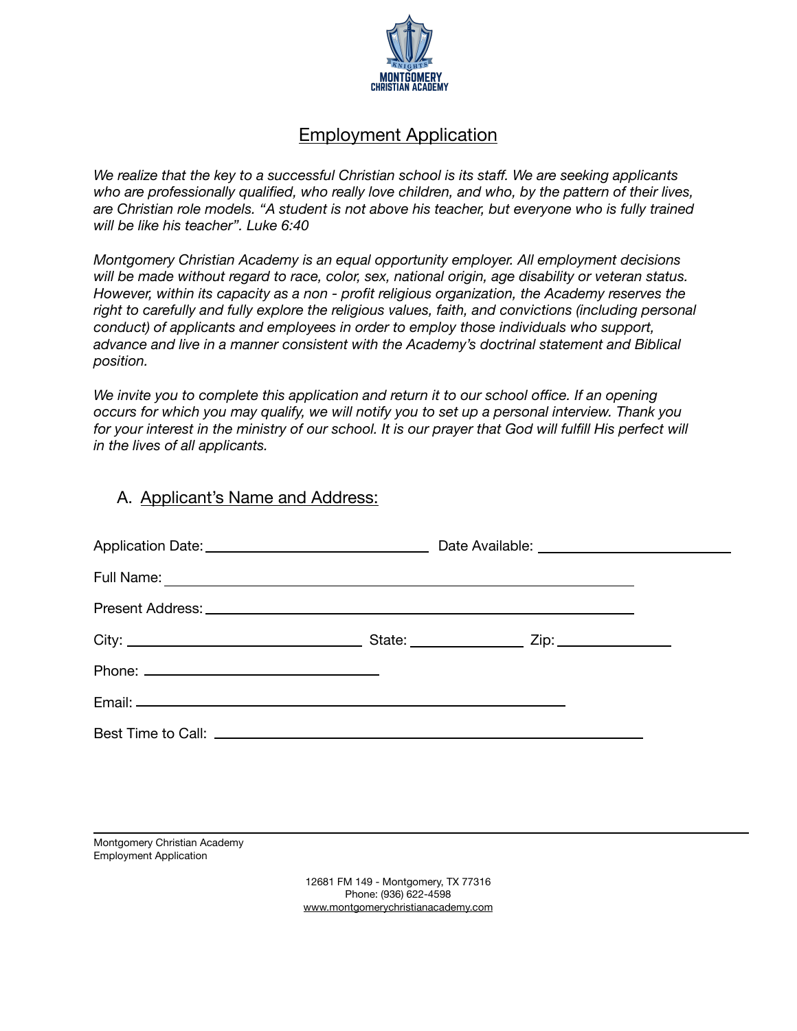KNIGHTS
MONTGOMERY
CHRISTIAN ACADEMY

# Employment Application

*We realize that the key to a successful Christian school is its staff. We are seeking applicants who are professionally qualified, who really love children, and who, by the pattern of their lives, are Christian role models. "A student is not above his teacher, but everyone who is fully trained will be like his teacher". Luke 6:40*

*Montgomery Christian Academy is an equal opportunity employer. All employment decisions will be made without regard to race, color, sex, national origin, age disability or veteran status. However, within its capacity as a non - profit religious organization, the Academy reserves the right to carefully and fully explore the religious values, faith, and convictions (including personal conduct) of applicants and employees in order to employ those individuals who support, advance and live in a manner consistent with the Academy's doctrinal statement and Biblical position.*

*We invite you to complete this application and return it to our school office. If an opening occurs for which you may qualify, we will notify you to set up a personal interview. Thank you for your interest in the ministry of our school. It is our prayer that God will fulfill His perfect will in the lives of all applicants.*

## A. Applicant's Name and Address:

Application Date: ______________________________ Date Available: ______________________________

Full Name: ____________________________________________________________

Present Address: ____________________________________________________________

City: ______________________________ State: ______________ Zip: ______________

Phone: ______________________________

Email: ____________________________________________________________

Best Time to Call: ____________________________________________________________

Montgomery Christian Academy
Employment Application

12681 FM 149 - Montgomery, TX 77316
Phone: (936) 622-4598
www.montgomerychristianacademy.com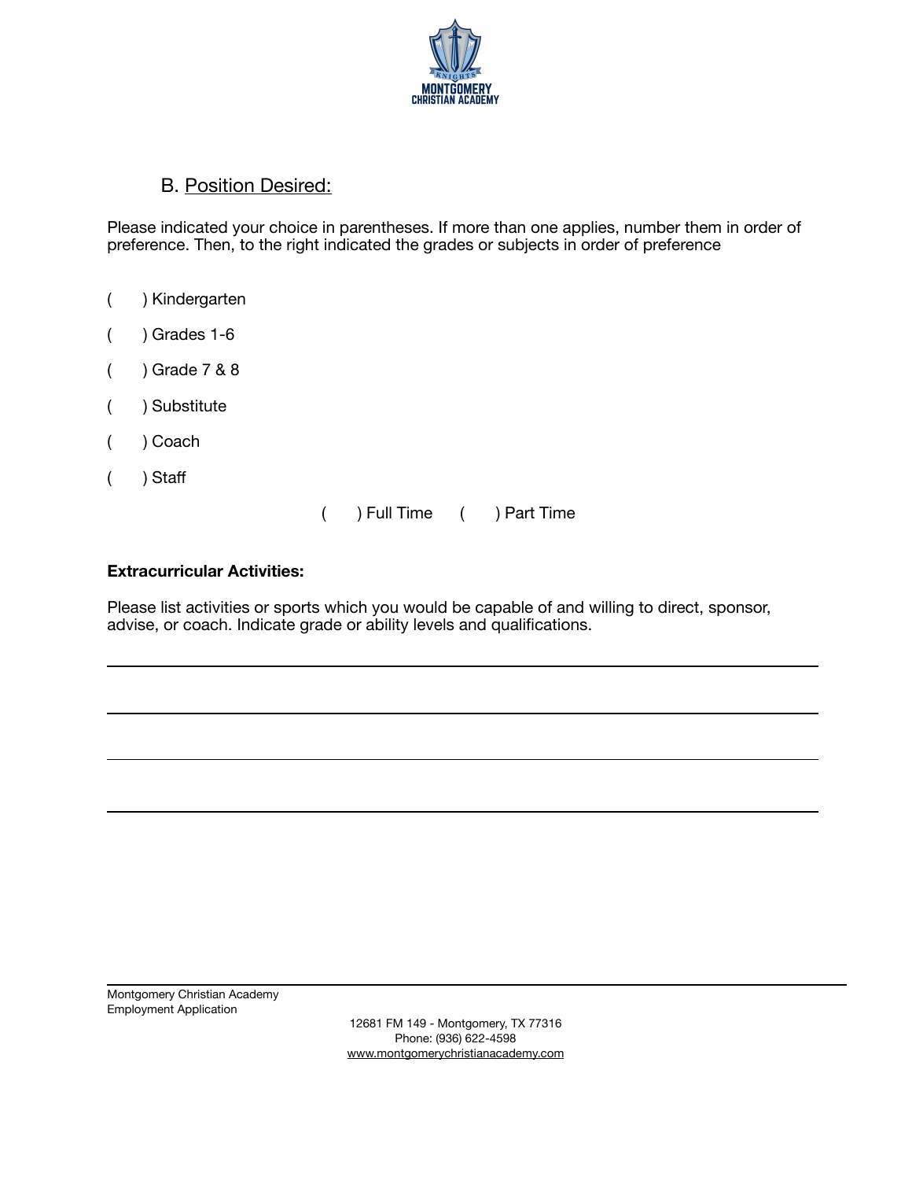## B. Position Desired:

Please indicated your choice in parentheses. If more than one applies, number them in order of preference. Then, to the right indicated the grades or subjects in order of preference

(      ) Kindergarten

(      ) Grades 1-6

(      ) Grade 7 & 8

(      ) Substitute

(      ) Coach

(      ) Staff

(      ) Full Time      (      ) Part Time

**Extracurricular Activities:**

Please list activities or sports which you would be capable of and willing to direct, sponsor, advise, or coach. Indicate grade or ability levels and qualifications.

______________________________________________________________________________

______________________________________________________________________________

______________________________________________________________________________

______________________________________________________________________________

Montgomery Christian Academy
Employment Application

12681 FM 149 - Montgomery, TX 77316
Phone: (936) 622-4598
www.montgomerychristianacademy.com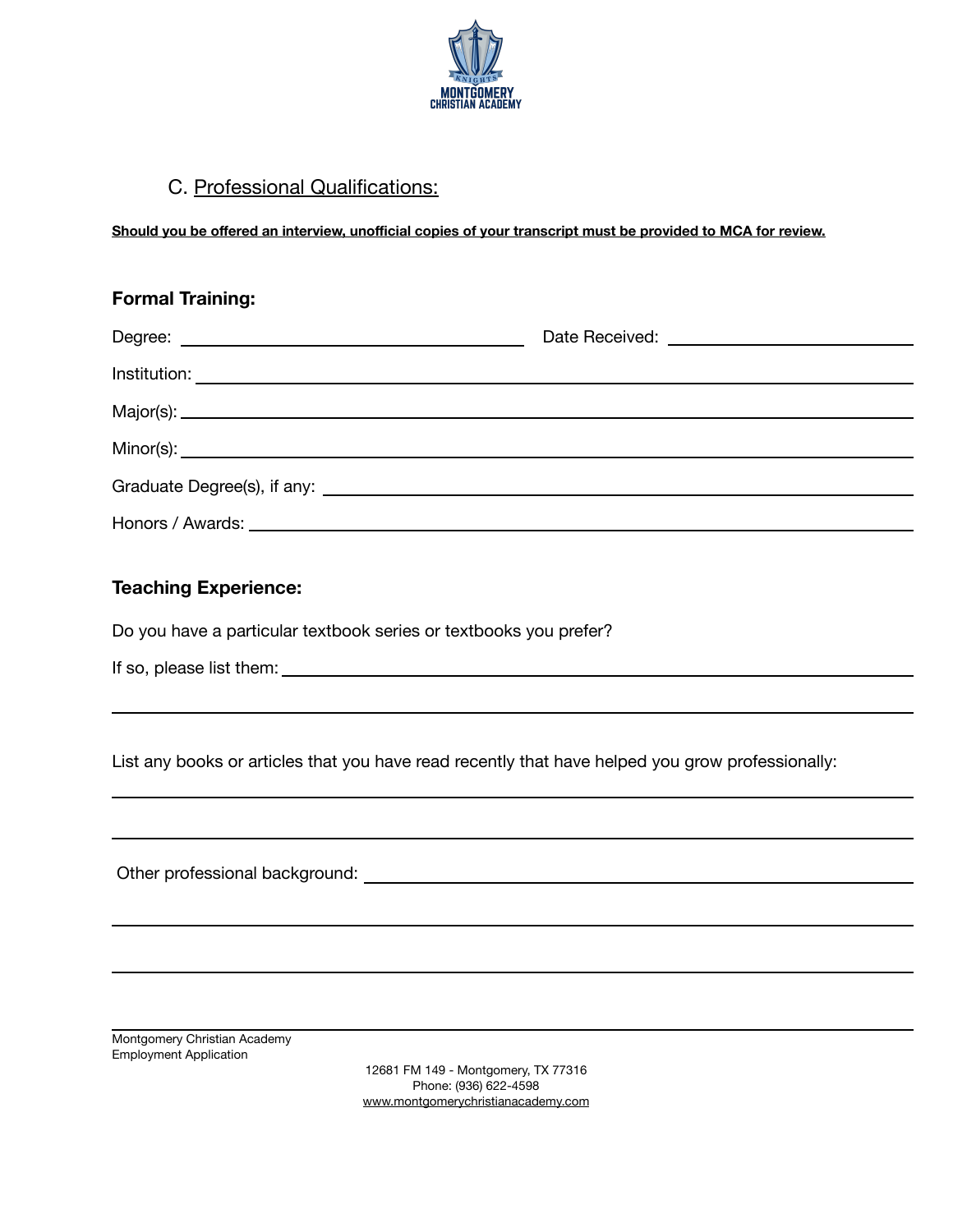## C. Professional Qualifications:

**Should you be offered an interview, unofficial copies of your transcript must be provided to MCA for review.**

### Formal Training:

Degree: ______________________ Date Received: ______________________

Institution: ______________________

Major(s): ______________________

Minor(s): ______________________

Graduate Degree(s), if any: ______________________

Honors / Awards: ______________________

### Teaching Experience:

Do you have a particular textbook series or textbooks you prefer?

If so, please list them: ______________________

______________________

List any books or articles that you have read recently that have helped you grow professionally:

______________________

______________________

Other professional background: ______________________

______________________

______________________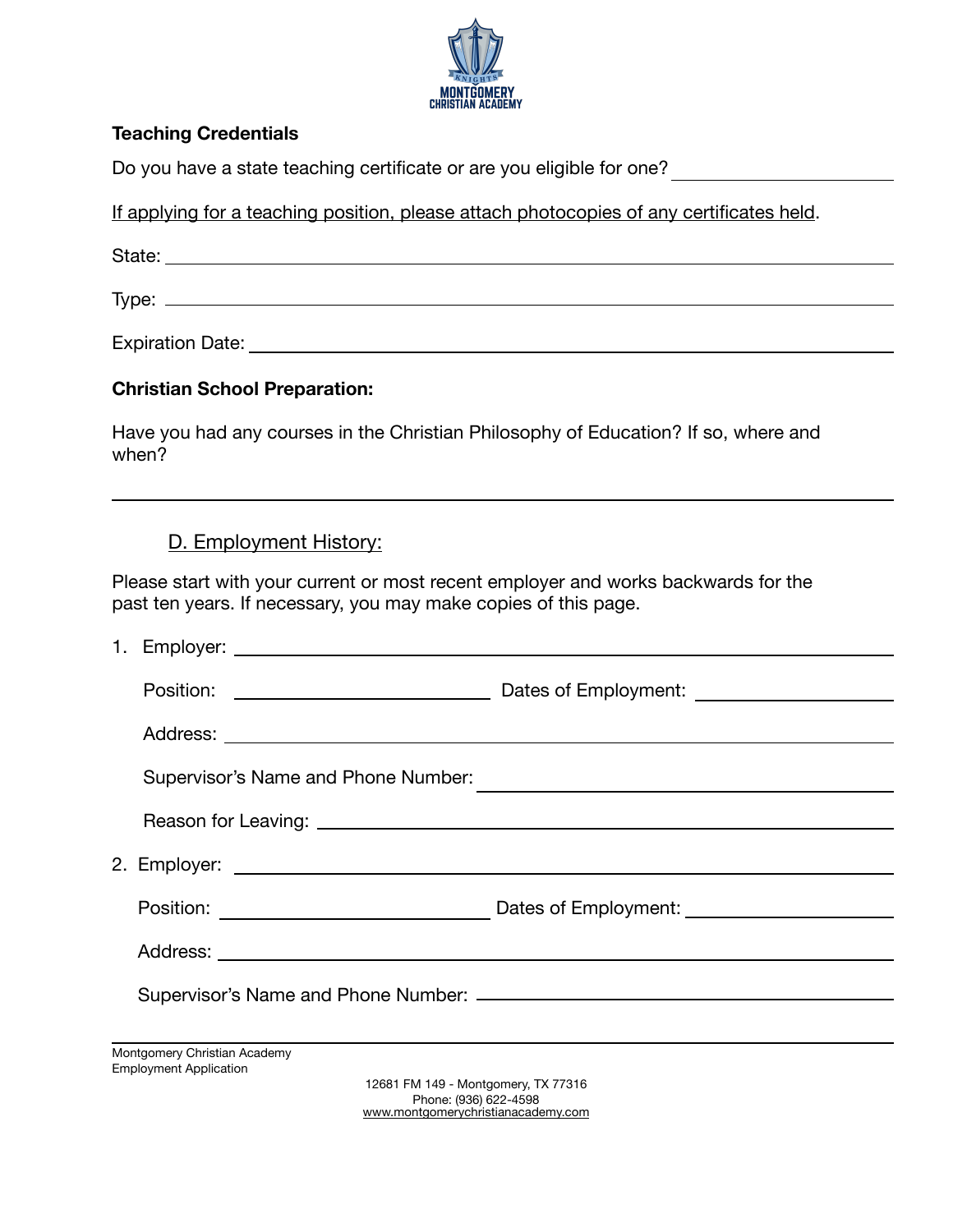**Teaching Credentials**

Do you have a state teaching certificate or are you eligible for one? ____________________

If applying for a teaching position, please attach photocopies of any certificates held.

State: ____________________

Type: ____________________

Expiration Date: ____________________

**Christian School Preparation:**

Have you had any courses in the Christian Philosophy of Education? If so, where and when?

____________________

## D. Employment History:

Please start with your current or most recent employer and works backwards for the past ten years. If necessary, you may make copies of this page.

1. Employer: ____________________

   Position: ____________________ Dates of Employment: ____________________

   Address: ____________________

   Supervisor's Name and Phone Number: ____________________

   Reason for Leaving: ____________________

2. Employer: ____________________

   Position: ____________________ Dates of Employment: ____________________

   Address: ____________________

   Supervisor's Name and Phone Number: ____________________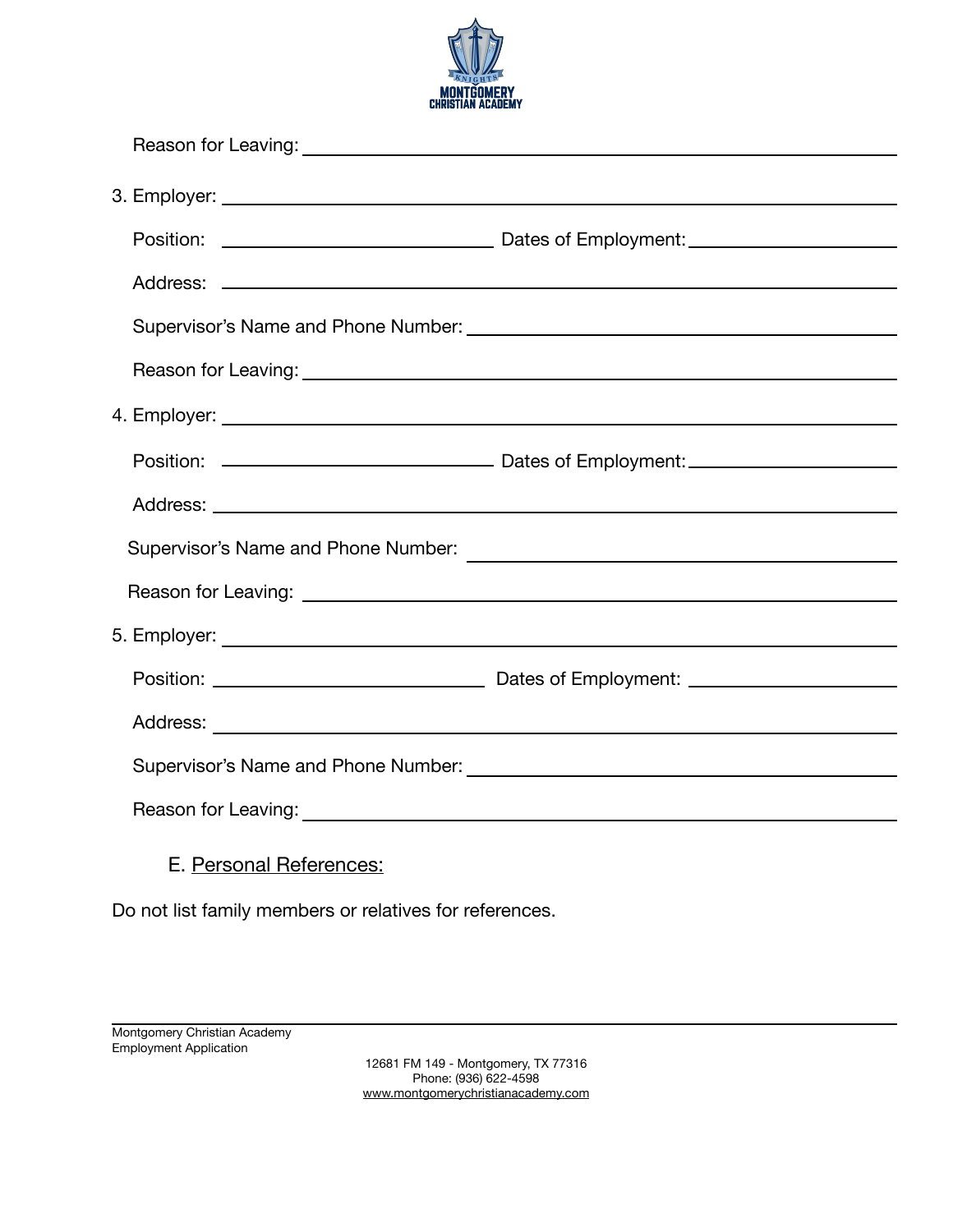Reason for Leaving: ______________________________________________

3. Employer: ______________________________________________

Position: ______________________ Dates of Employment: ______________________

Address: ______________________________________________

Supervisor's Name and Phone Number: ______________________________________________

Reason for Leaving: ______________________________________________

4. Employer: ______________________________________________

Position: ______________________ Dates of Employment: ______________________

Address: ______________________________________________

Supervisor's Name and Phone Number: ______________________________________________

Reason for Leaving: ______________________________________________

5. Employer: ______________________________________________

Position: ______________________ Dates of Employment: ______________________

Address: ______________________________________________

Supervisor's Name and Phone Number: ______________________________________________

Reason for Leaving: ______________________________________________

## E. Personal References:

Do not list family members or relatives for references.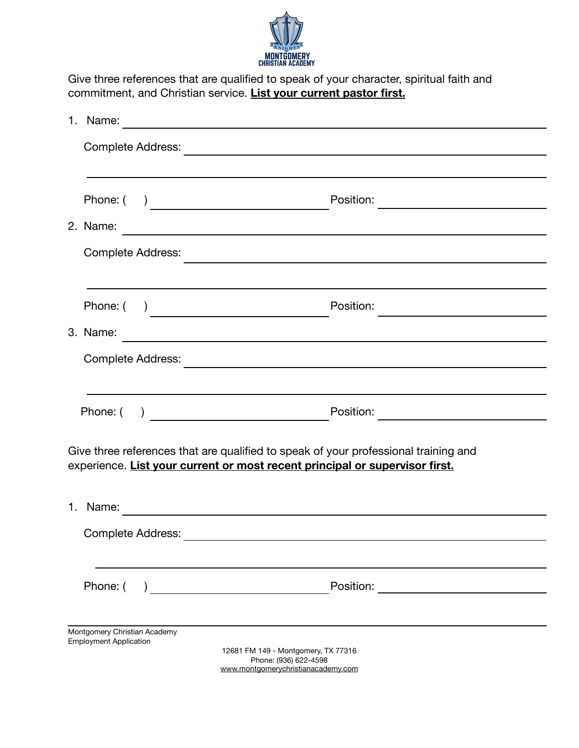Give three references that are qualified to speak of your character, spiritual faith and commitment, and Christian service. **List your current pastor first.**

1. Name: ____________________________________________

   Complete Address: ____________________________________________

   ____________________________________________

   Phone: (   ) ____________________ Position: ____________________

2. Name: ____________________________________________

   Complete Address: ____________________________________________

   ____________________________________________

   Phone: (   ) ____________________ Position: ____________________

3. Name: ____________________________________________

   Complete Address: ____________________________________________

   ____________________________________________

   Phone: (   ) ____________________ Position: ____________________

Give three references that are qualified to speak of your professional training and experience. **List your current or most recent principal or supervisor first.**

1. Name: ____________________________________________

   Complete Address: ____________________________________________

   ____________________________________________

   Phone: (   ) ____________________ Position: ____________________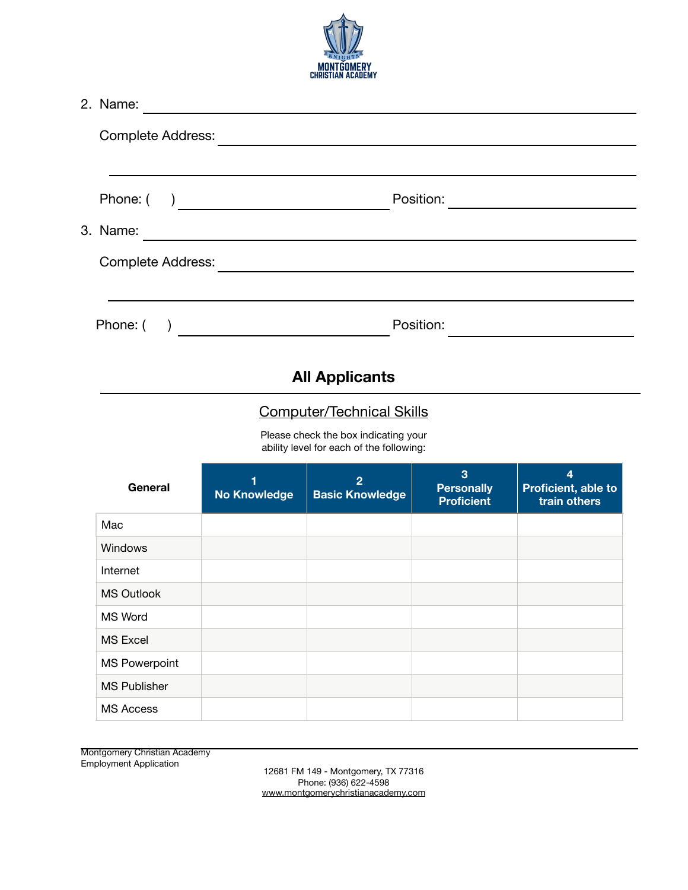2. Name: ______________________________

   Complete Address: ______________________________

   ______________________________

   Phone: (    ) ______________________ Position: ______________________

3. Name: ______________________________

   Complete Address: ______________________________

   ______________________________

   Phone: (    ) ______________________ Position: ______________________

## All Applicants

### Computer/Technical Skills

Please check the box indicating your ability level for each of the following:

| General | 1 No Knowledge | 2 Basic Knowledge | 3 Personally Proficient | 4 Proficient, able to train others |
|---|---|---|---|---|
| Mac | | | | |
| Windows | | | | |
| Internet | | | | |
| MS Outlook | | | | |
| MS Word | | | | |
| MS Excel | | | | |
| MS Powerpoint | | | | |
| MS Publisher | | | | |
| MS Access | | | | |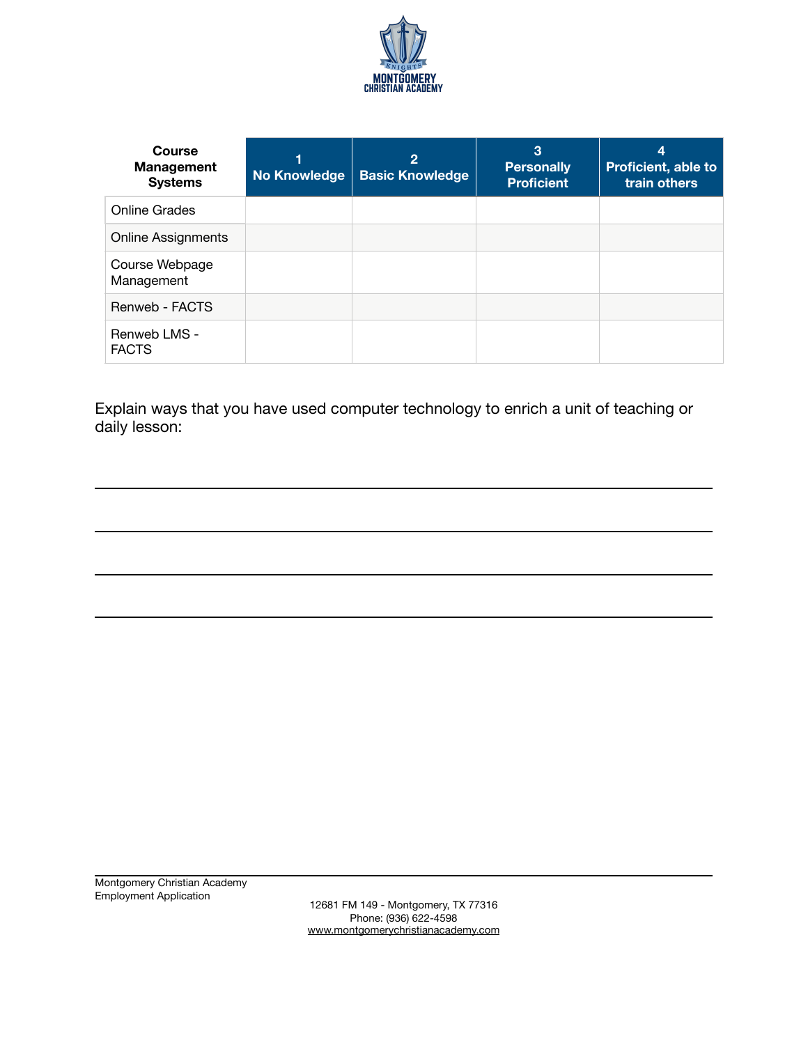| Course Management Systems | 1 No Knowledge | 2 Basic Knowledge | 3 Personally Proficient | 4 Proficient, able to train others |
|---|---|---|---|---|
| Online Grades | | | | |
| Online Assignments | | | | |
| Course Webpage Management | | | | |
| Renweb - FACTS | | | | |
| Renweb LMS - FACTS | | | | |

Explain ways that you have used computer technology to enrich a unit of teaching or daily lesson:

_______________________________________________________________________________

_______________________________________________________________________________

_______________________________________________________________________________

_______________________________________________________________________________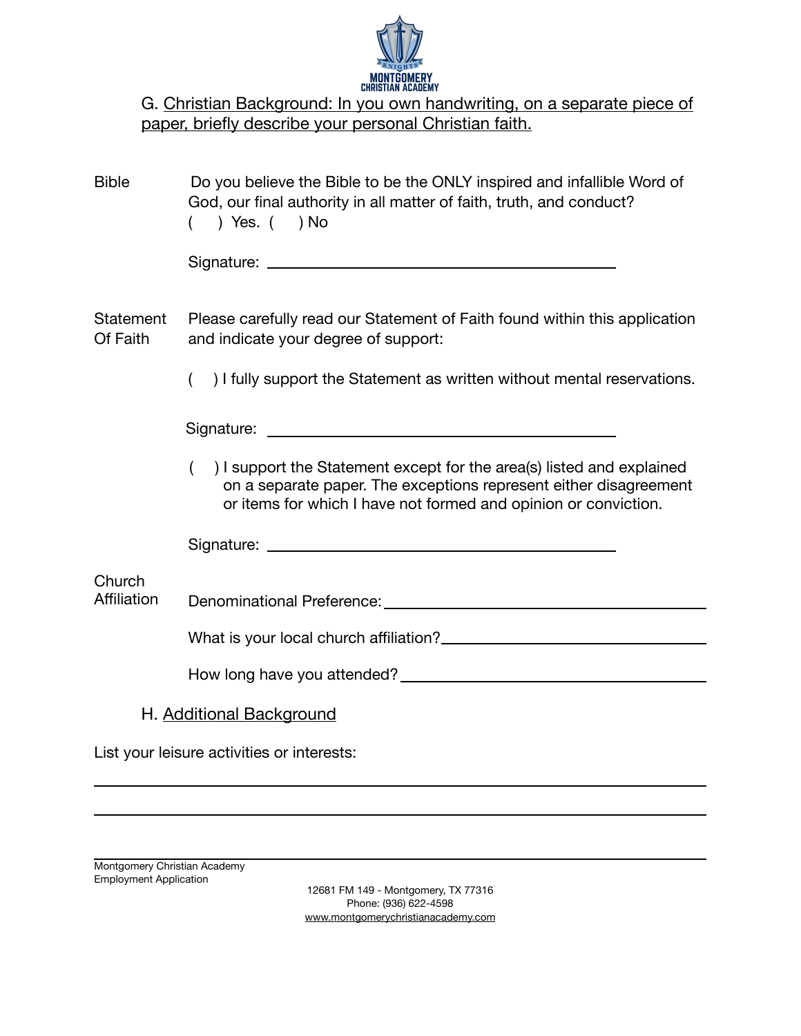## G. Christian Background: In you own handwriting, on a separate piece of paper, briefly describe your personal Christian faith.

**Bible**

Do you believe the Bible to be the ONLY inspired and infallible Word of God, our final authority in all matter of faith, truth, and conduct?

(   ) Yes. (   ) No

Signature: ________________________________________

**Statement Of Faith**

Please carefully read our Statement of Faith found within this application and indicate your degree of support:

(   ) I fully support the Statement as written without mental reservations.

Signature: ________________________________________

(   ) I support the Statement except for the area(s) listed and explained on a separate paper. The exceptions represent either disagreement or items for which I have not formed and opinion or conviction.

Signature: ________________________________________

**Church Affiliation**

Denominational Preference: ________________________________________

What is your local church affiliation? ________________________________________

How long have you attended? ________________________________________

## H. Additional Background

List your leisure activities or interests:

________________________________________________________________________________

________________________________________________________________________________

Montgomery Christian Academy
Employment Application

12681 FM 149 - Montgomery, TX 77316
Phone: (936) 622-4598
www.montgomerychristianacademy.com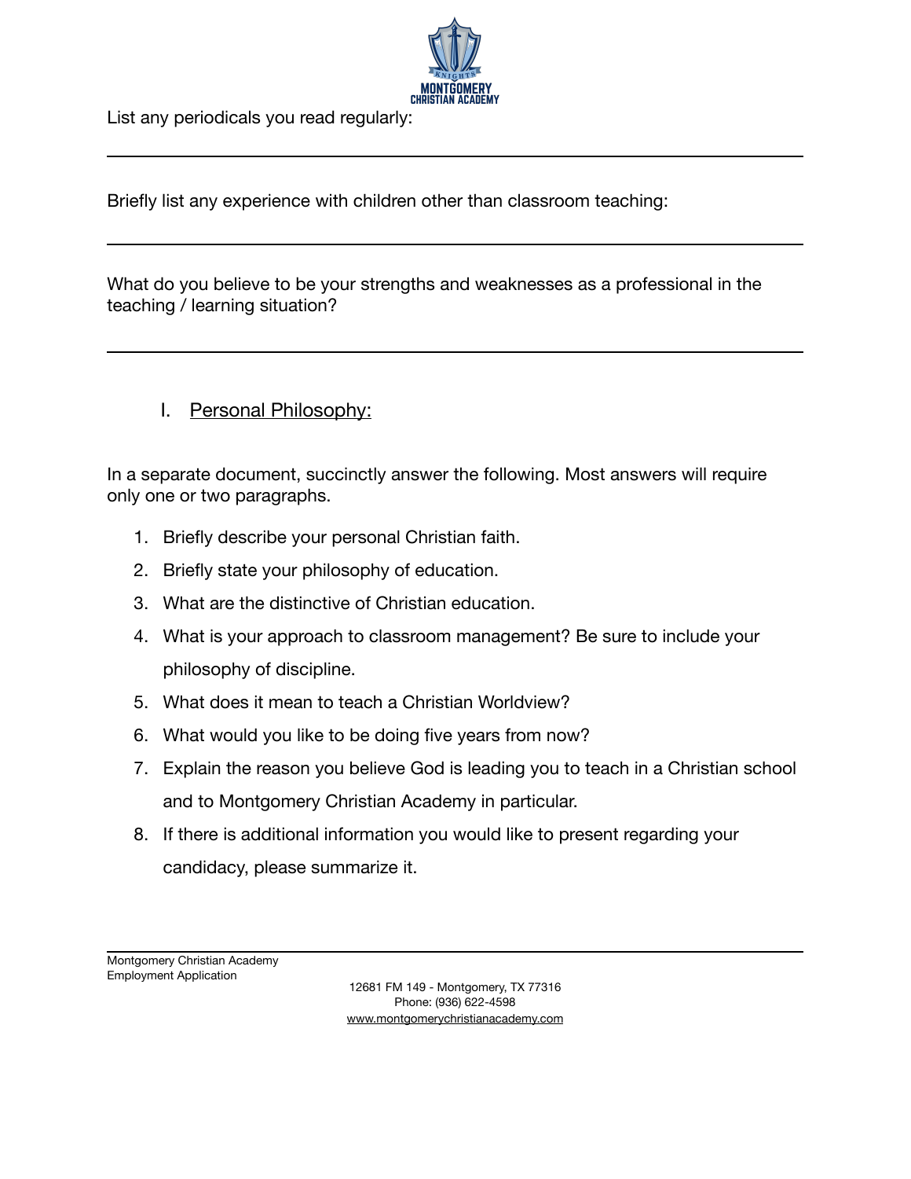List any periodicals you read regularly:

---

Briefly list any experience with children other than classroom teaching:

---

What do you believe to be your strengths and weaknesses as a professional in the teaching / learning situation?

---

## I. Personal Philosophy:

In a separate document, succinctly answer the following. Most answers will require only one or two paragraphs.

1. Briefly describe your personal Christian faith.
2. Briefly state your philosophy of education.
3. What are the distinctive of Christian education.
4. What is your approach to classroom management? Be sure to include your philosophy of discipline.
5. What does it mean to teach a Christian Worldview?
6. What would you like to be doing five years from now?
7. Explain the reason you believe God is leading you to teach in a Christian school and to Montgomery Christian Academy in particular.
8. If there is additional information you would like to present regarding your candidacy, please summarize it.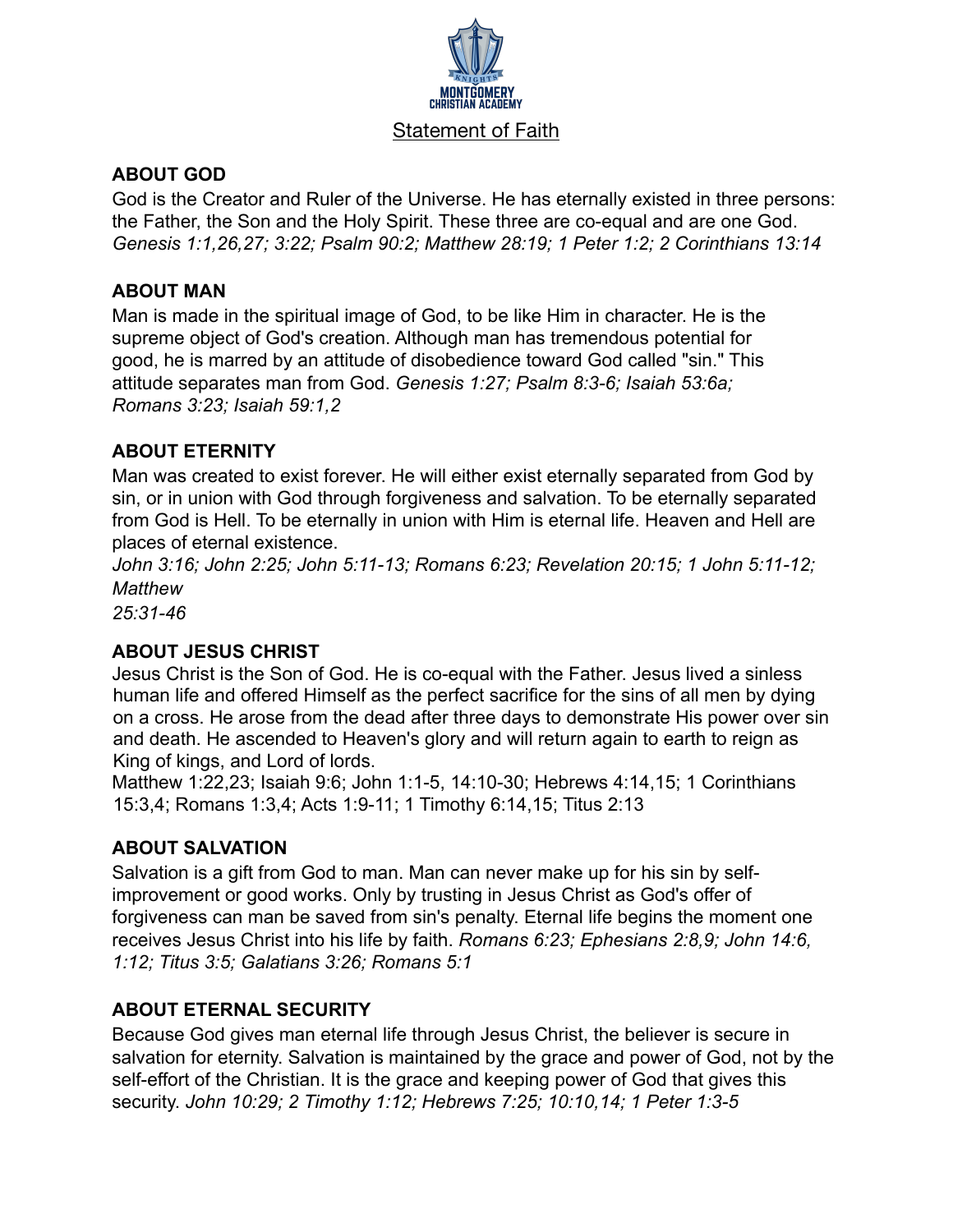# Statement of Faith

## ABOUT GOD

God is the Creator and Ruler of the Universe. He has eternally existed in three persons: the Father, the Son and the Holy Spirit. These three are co-equal and are one God. *Genesis 1:1,26,27; 3:22; Psalm 90:2; Matthew 28:19; 1 Peter 1:2; 2 Corinthians 13:14*

## ABOUT MAN

Man is made in the spiritual image of God, to be like Him in character. He is the supreme object of God's creation. Although man has tremendous potential for good, he is marred by an attitude of disobedience toward God called "sin." This attitude separates man from God. *Genesis 1:27; Psalm 8:3-6; Isaiah 53:6a; Romans 3:23; Isaiah 59:1,2*

## ABOUT ETERNITY

Man was created to exist forever. He will either exist eternally separated from God by sin, or in union with God through forgiveness and salvation. To be eternally separated from God is Hell. To be eternally in union with Him is eternal life. Heaven and Hell are places of eternal existence.

*John 3:16; John 2:25; John 5:11-13; Romans 6:23; Revelation 20:15; 1 John 5:11-12; Matthew 25:31-46*

## ABOUT JESUS CHRIST

Jesus Christ is the Son of God. He is co-equal with the Father. Jesus lived a sinless human life and offered Himself as the perfect sacrifice for the sins of all men by dying on a cross. He arose from the dead after three days to demonstrate His power over sin and death. He ascended to Heaven's glory and will return again to earth to reign as King of kings, and Lord of lords.

Matthew 1:22,23; Isaiah 9:6; John 1:1-5, 14:10-30; Hebrews 4:14,15; 1 Corinthians 15:3,4; Romans 1:3,4; Acts 1:9-11; 1 Timothy 6:14,15; Titus 2:13

## ABOUT SALVATION

Salvation is a gift from God to man. Man can never make up for his sin by self-improvement or good works. Only by trusting in Jesus Christ as God's offer of forgiveness can man be saved from sin's penalty. Eternal life begins the moment one receives Jesus Christ into his life by faith. *Romans 6:23; Ephesians 2:8,9; John 14:6, 1:12; Titus 3:5; Galatians 3:26; Romans 5:1*

## ABOUT ETERNAL SECURITY

Because God gives man eternal life through Jesus Christ, the believer is secure in salvation for eternity. Salvation is maintained by the grace and power of God, not by the self-effort of the Christian. It is the grace and keeping power of God that gives this security. *John 10:29; 2 Timothy 1:12; Hebrews 7:25; 10:10,14; 1 Peter 1:3-5*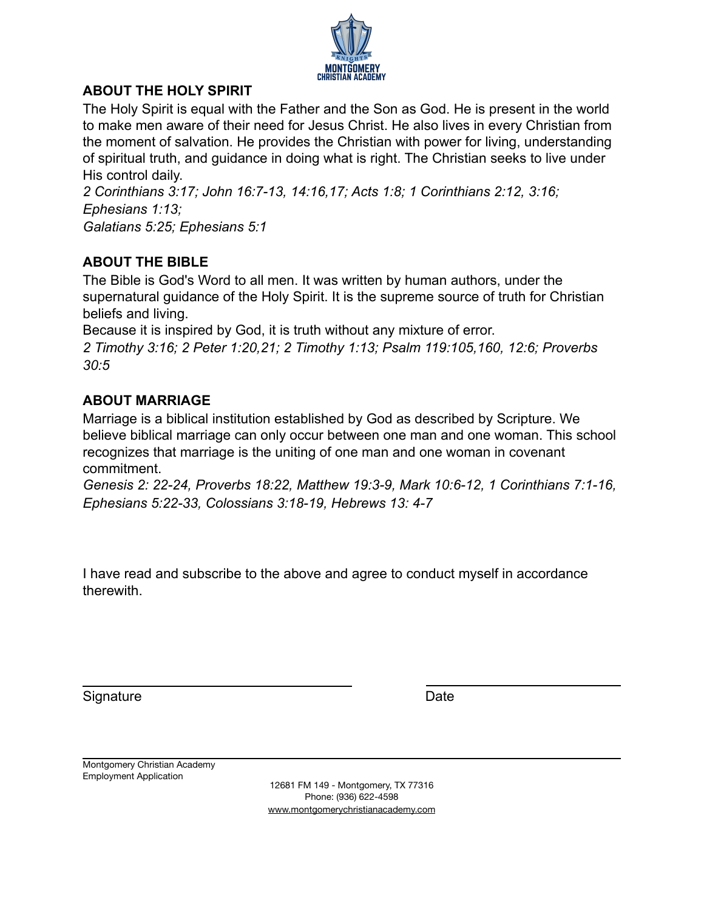## ABOUT THE HOLY SPIRIT

The Holy Spirit is equal with the Father and the Son as God. He is present in the world to make men aware of their need for Jesus Christ. He also lives in every Christian from the moment of salvation. He provides the Christian with power for living, understanding of spiritual truth, and guidance in doing what is right. The Christian seeks to live under His control daily.

*2 Corinthians 3:17; John 16:7-13, 14:16,17; Acts 1:8; 1 Corinthians 2:12, 3:16; Ephesians 1:13;*
*Galatians 5:25; Ephesians 5:1*

## ABOUT THE BIBLE

The Bible is God's Word to all men. It was written by human authors, under the supernatural guidance of the Holy Spirit. It is the supreme source of truth for Christian beliefs and living.

Because it is inspired by God, it is truth without any mixture of error.

*2 Timothy 3:16; 2 Peter 1:20,21; 2 Timothy 1:13; Psalm 119:105,160, 12:6; Proverbs 30:5*

## ABOUT MARRIAGE

Marriage is a biblical institution established by God as described by Scripture. We believe biblical marriage can only occur between one man and one woman. This school recognizes that marriage is the uniting of one man and one woman in covenant commitment.

*Genesis 2: 22-24, Proverbs 18:22, Matthew 19:3-9, Mark 10:6-12, 1 Corinthians 7:1-16, Ephesians 5:22-33, Colossians 3:18-19, Hebrews 13: 4-7*

I have read and subscribe to the above and agree to conduct myself in accordance therewith.

\_\_\_\_\_\_\_\_\_\_\_\_\_\_\_\_\_\_\_\_\_\_\_\_\_\_\_\_\_\_ \_\_\_\_\_\_\_\_\_\_\_\_\_\_\_\_\_\_\_\_
Signature Date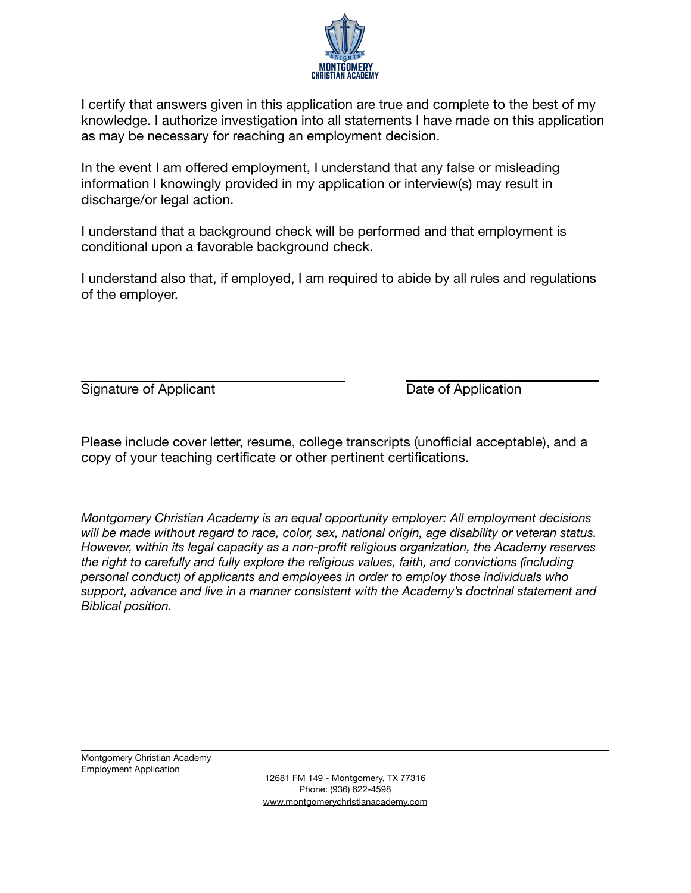I certify that answers given in this application are true and complete to the best of my knowledge. I authorize investigation into all statements I have made on this application as may be necessary for reaching an employment decision.

In the event I am offered employment, I understand that any false or misleading information I knowingly provided in my application or interview(s) may result in discharge/or legal action.

I understand that a background check will be performed and that employment is conditional upon a favorable background check.

I understand also that, if employed, I am required to abide by all rules and regulations of the employer.

\_\_\_\_\_\_\_\_\_\_\_\_\_\_\_\_\_\_\_\_\_\_\_\_\_\_\_\_\_\_\_\_\_\_ \_\_\_\_\_\_\_\_\_\_\_\_\_\_\_\_\_\_\_\_\_\_\_\_\_\_

Signature of Applicant Date of Application

Please include cover letter, resume, college transcripts (unofficial acceptable), and a copy of your teaching certificate or other pertinent certifications.

*Montgomery Christian Academy is an equal opportunity employer: All employment decisions will be made without regard to race, color, sex, national origin, age disability or veteran status. However, within its legal capacity as a non-profit religious organization, the Academy reserves the right to carefully and fully explore the religious values, faith, and convictions (including personal conduct) of applicants and employees in order to employ those individuals who support, advance and live in a manner consistent with the Academy's doctrinal statement and Biblical position.*

12681 FM 149 - Montgomery, TX 77316
Phone: (936) 622-4598
www.montgomerychristianacademy.com